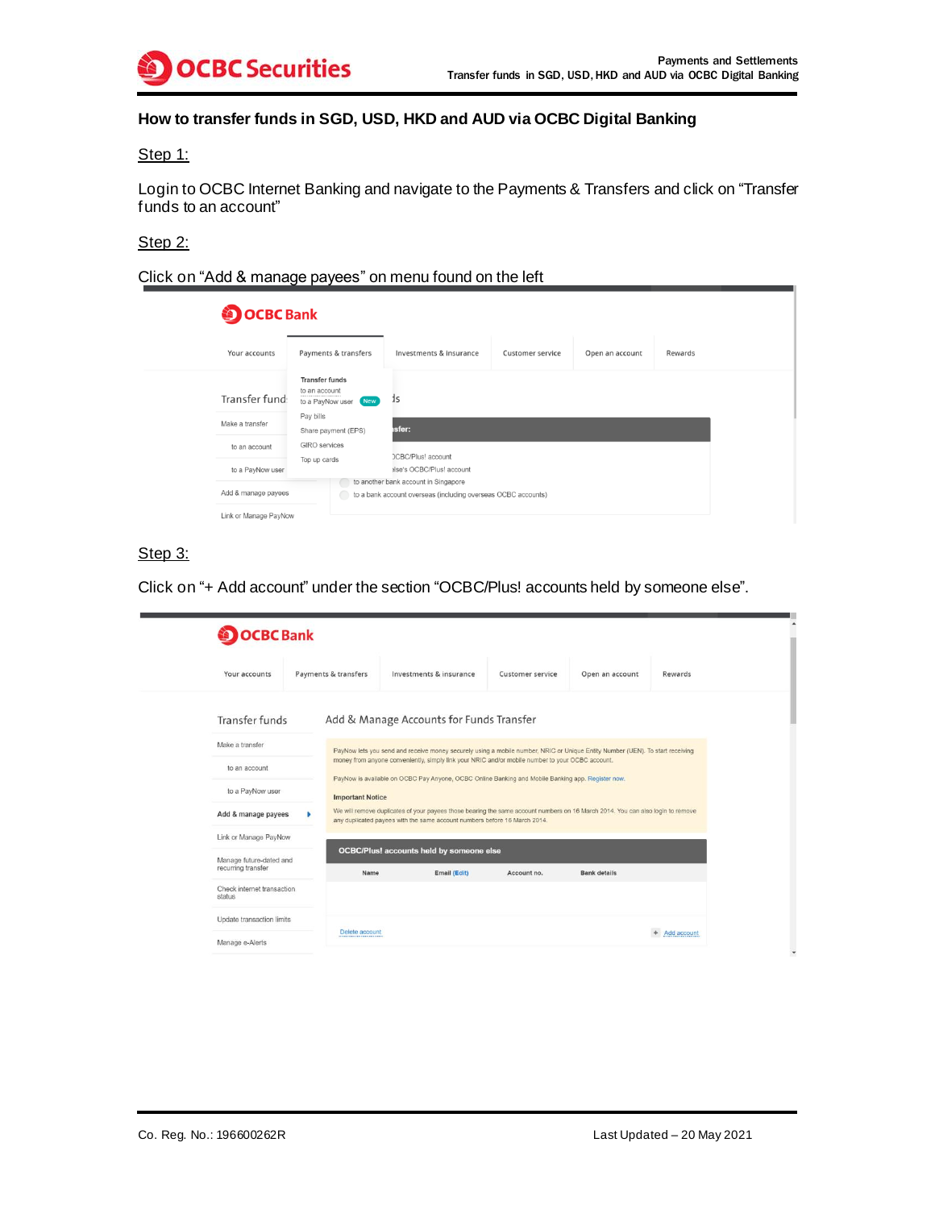## How to transfer funds in SGD, USD, HKD and AUD via OCBC Digital Banking

Step 1:

Login to OCBC Internet Banking and navigate to the Payments & Transfers and click on "Transfer funds to an account"

Step 2:

Click on "Add & manage payees" on menu found on the left

Step 3:

Click on "+ Add account" under the section "OCBC/Plus! accounts held by someone else".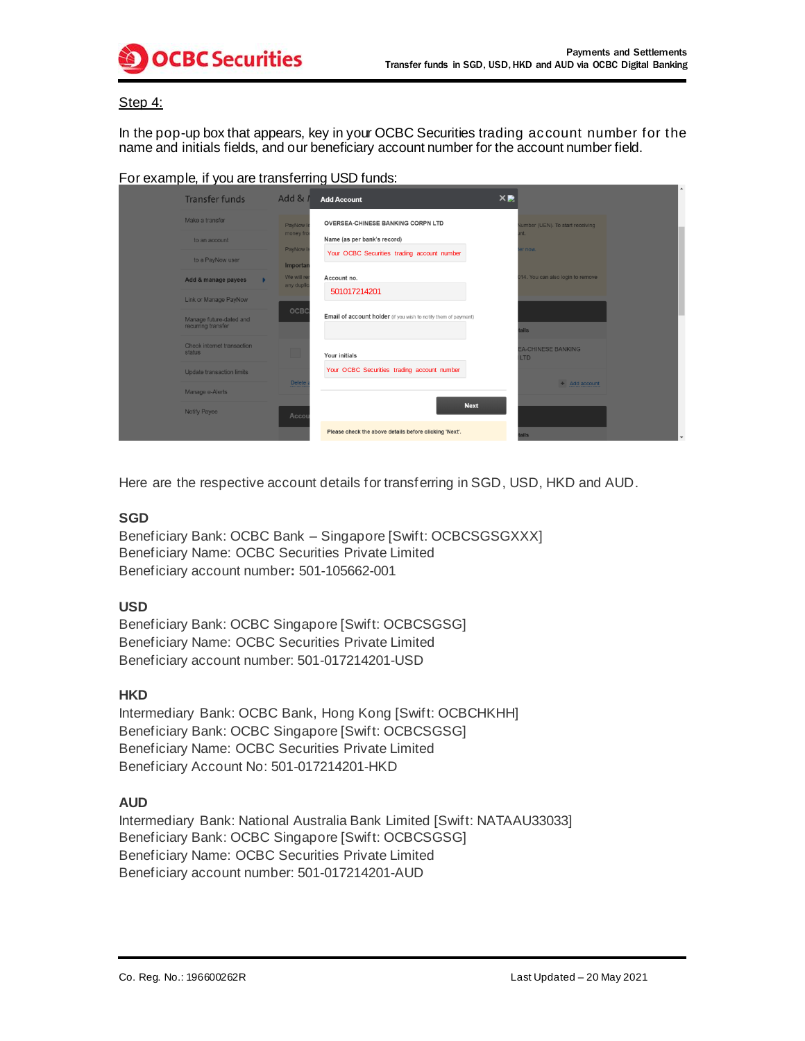Step 4:

In the pop-up box that appears, key in your OCBC Securities trading account number for the name and initials fields, and our beneficiary account number for the account number field.

For example, if you are transferring USD funds:

Here are the respective account details for transferring in SGD, USD, HKD and AUD.

**SGD**
Beneficiary Bank: OCBC Bank – Singapore [Swift: OCBCSGSGXXX]
Beneficiary Name: OCBC Securities Private Limited
Beneficiary account number**:** 501-105662-001

**USD**
Beneficiary Bank: OCBC Singapore [Swift: OCBCSGSG]
Beneficiary Name: OCBC Securities Private Limited
Beneficiary account number: 501-017214201-USD

**HKD**
Intermediary Bank: OCBC Bank, Hong Kong [Swift: OCBCHKHH]
Beneficiary Bank: OCBC Singapore [Swift: OCBCSGSG]
Beneficiary Name: OCBC Securities Private Limited
Beneficiary Account No: 501-017214201-HKD

**AUD**
Intermediary Bank: National Australia Bank Limited [Swift: NATAAU33033]
Beneficiary Bank: OCBC Singapore [Swift: OCBCSGSG]
Beneficiary Name: OCBC Securities Private Limited
Beneficiary account number: 501-017214201-AUD

Co. Reg. No.: 196600262R Last Updated – 20 May 2021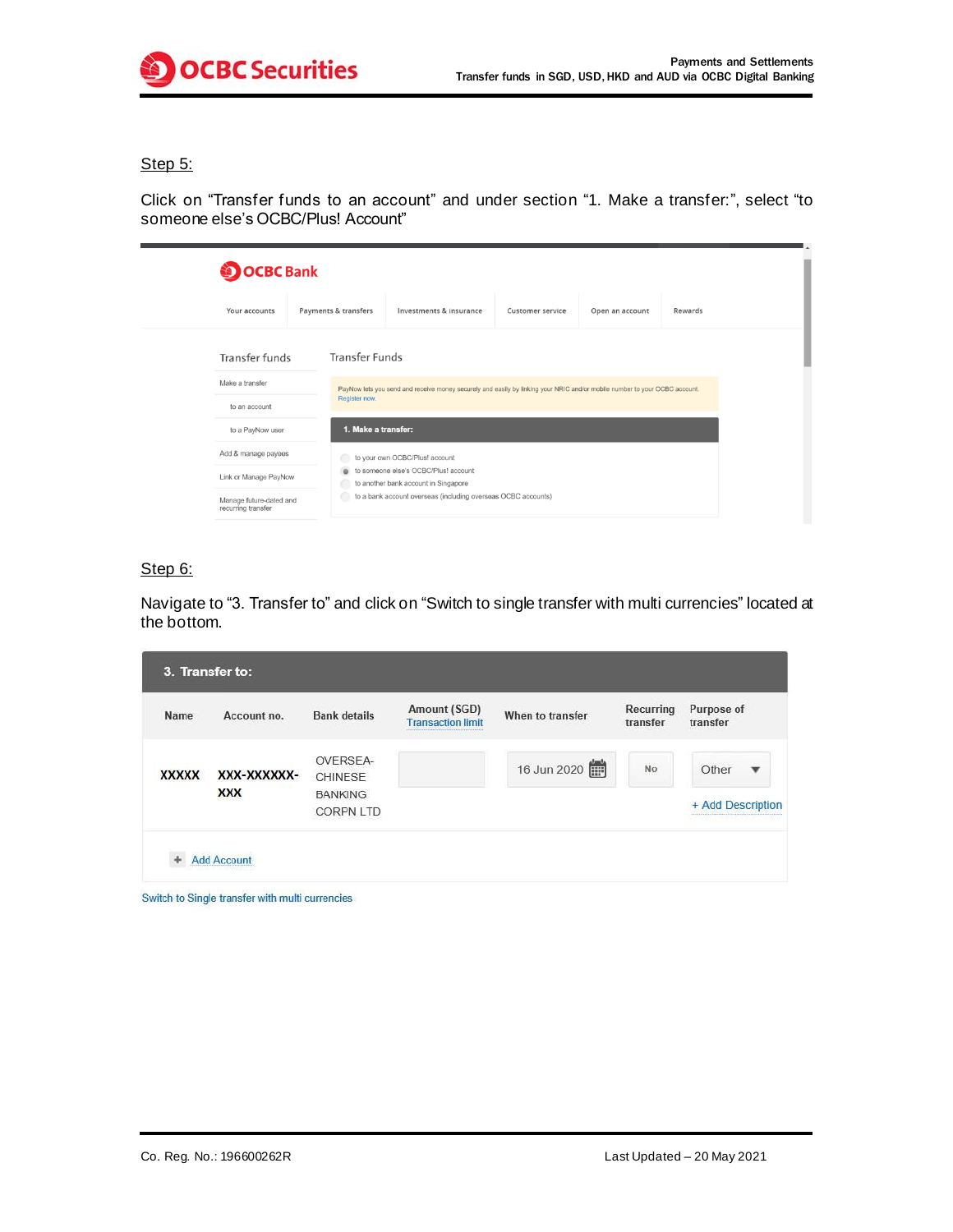Step 5:

Click on “Transfer funds to an account” and under section “1. Make a transfer:”, select “to someone else’s OCBC/Plus! Account”

OCBC Bank

Your accounts | Payments & transfers | Investments & insurance | Customer service | Open an account | Rewards

Transfer funds

- Make a transfer
  - to an account
  - to a PayNow user
- Add & manage payees
- Link or Manage PayNow
- Manage future-dated and recurring transfer

Transfer Funds

PayNow lets you send and receive money securely and easily by linking your NRIC and/or mobile number to your OCBC account. Register now.

**1. Make a transfer:**

- to your own OCBC/Plus! account
- to someone else's OCBC/Plus! account
- to another bank account in Singapore
- to a bank account overseas (including overseas OCBC accounts)

Step 6:

Navigate to “3. Transfer to” and click on “Switch to single transfer with multi currencies” located at the bottom.

**3. Transfer to:**

| Name | Account no. | Bank details | Amount (SGD) Transaction limit | When to transfer | Recurring transfer | Purpose of transfer |
|---|---|---|---|---|---|---|
| XXXXX | XXX-XXXXXX-XXX | OVERSEA-CHINESE BANKING CORPN LTD | | 16 Jun 2020 | No | Other + Add Description |

+ Add Account

Switch to Single transfer with multi currencies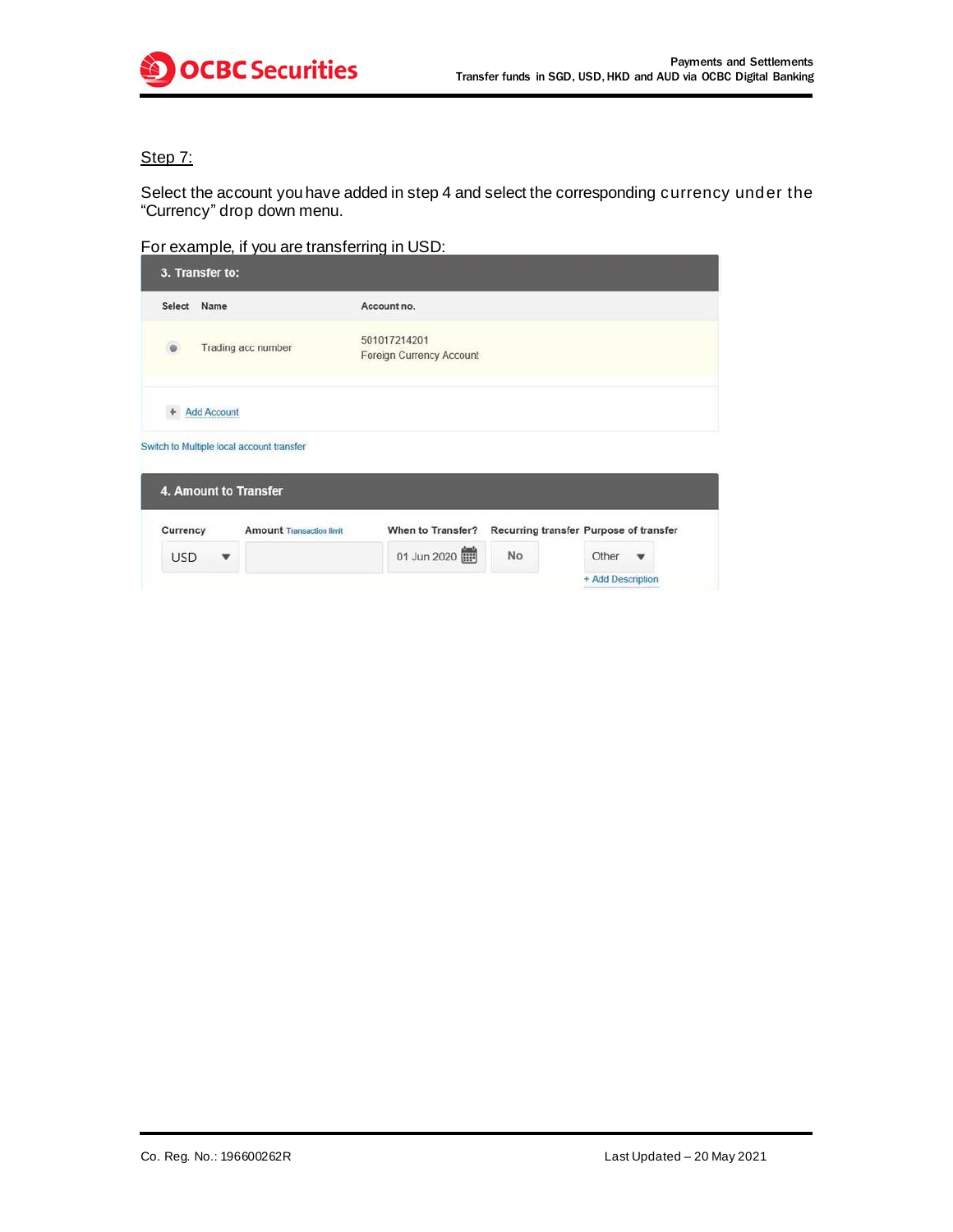Step 7:

Select the account you have added in step 4 and select the corresponding currency under the "Currency" drop down menu.

For example, if you are transferring in USD:

3. Transfer to:

| Select | Name | Account no. |
|---|---|---|
| ◉ | Trading acc number | 501017214201 Foreign Currency Account |

+ Add Account

Switch to Multiple local account transfer

4. Amount to Transfer

| Currency | Amount Transaction limit | When to Transfer? | Recurring transfer | Purpose of transfer |
|---|---|---|---|---|
| USD | | 01 Jun 2020 | No | Other + Add Description |